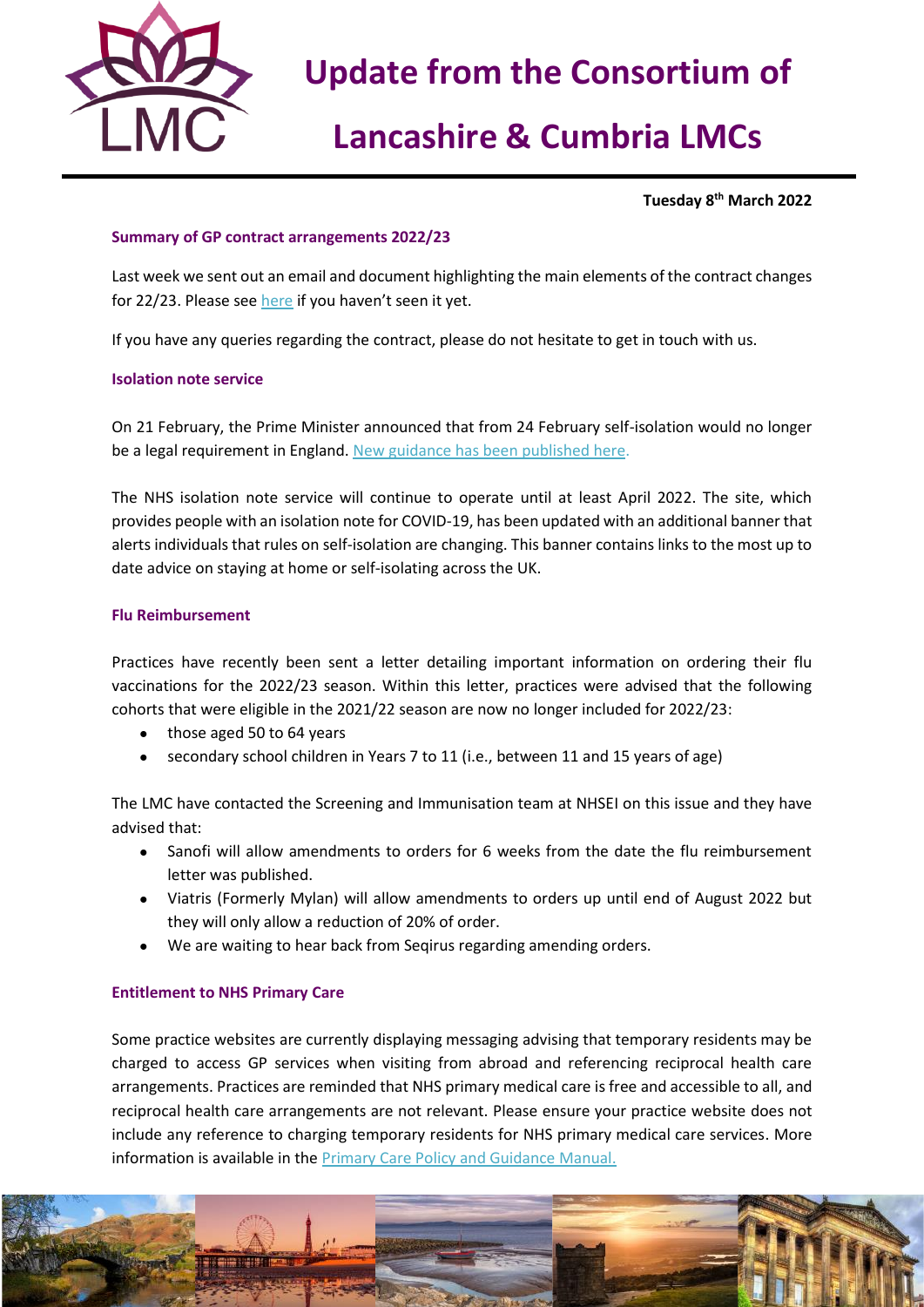# Update from the Consortium of Lancashire & Cumbria LMCs

**Tuesday 8th March 2022**

### Summary of GP contract arrangements 2022/23

Last week we sent out an email and document highlighting the main elements of the contract changes for 22/23. Please see here if you haven't seen it yet.

If you have any queries regarding the contract, please do not hesitate to get in touch with us.

### Isolation note service

On 21 February, the Prime Minister announced that from 24 February self-isolation would no longer be a legal requirement in England. New guidance has been published here.

The NHS isolation note service will continue to operate until at least April 2022. The site, which provides people with an isolation note for COVID-19, has been updated with an additional banner that alerts individuals that rules on self-isolation are changing. This banner contains links to the most up to date advice on staying at home or self-isolating across the UK.

### Flu Reimbursement

Practices have recently been sent a letter detailing important information on ordering their flu vaccinations for the 2022/23 season. Within this letter, practices were advised that the following cohorts that were eligible in the 2021/22 season are now no longer included for 2022/23:

- those aged 50 to 64 years
- secondary school children in Years 7 to 11 (i.e., between 11 and 15 years of age)

The LMC have contacted the Screening and Immunisation team at NHSEI on this issue and they have advised that:

- Sanofi will allow amendments to orders for 6 weeks from the date the flu reimbursement letter was published.
- Viatris (Formerly Mylan) will allow amendments to orders up until end of August 2022 but they will only allow a reduction of 20% of order.
- We are waiting to hear back from Seqirus regarding amending orders.

### Entitlement to NHS Primary Care

Some practice websites are currently displaying messaging advising that temporary residents may be charged to access GP services when visiting from abroad and referencing reciprocal health care arrangements. Practices are reminded that NHS primary medical care is free and accessible to all, and reciprocal health care arrangements are not relevant. Please ensure your practice website does not include any reference to charging temporary residents for NHS primary medical care services. More information is available in the Primary Care Policy and Guidance Manual.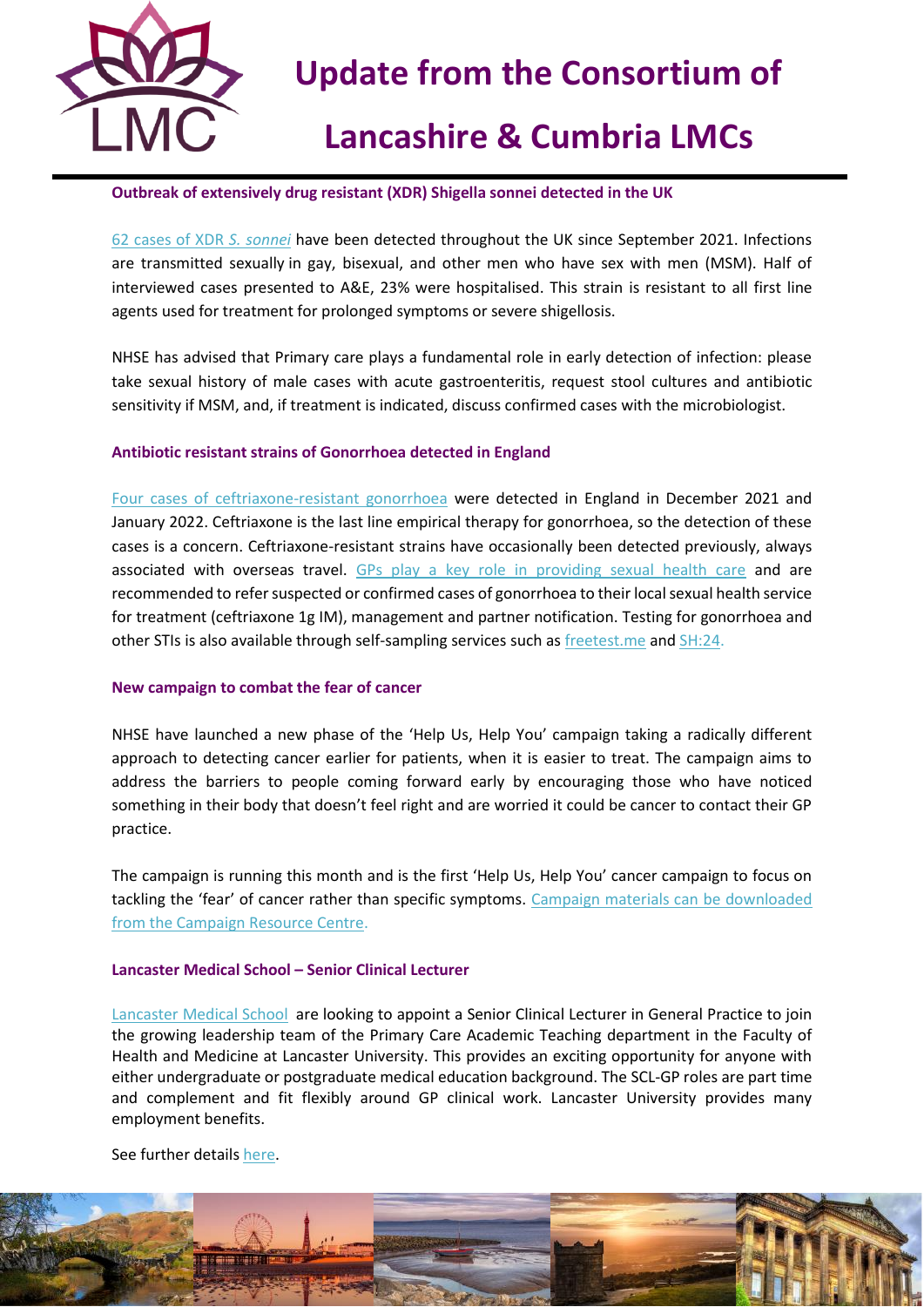# Update from the Consortium of Lancashire & Cumbria LMCs

### Outbreak of extensively drug resistant (XDR) Shigella sonnei detected in the UK

62 cases of XDR *S. sonnei* have been detected throughout the UK since September 2021. Infections are transmitted sexually in gay, bisexual, and other men who have sex with men (MSM). Half of interviewed cases presented to A&E, 23% were hospitalised. This strain is resistant to all first line agents used for treatment for prolonged symptoms or severe shigellosis.

NHSE has advised that Primary care plays a fundamental role in early detection of infection: please take sexual history of male cases with acute gastroenteritis, request stool cultures and antibiotic sensitivity if MSM, and, if treatment is indicated, discuss confirmed cases with the microbiologist.

### Antibiotic resistant strains of Gonorrhoea detected in England

Four cases of ceftriaxone-resistant gonorrhoea were detected in England in December 2021 and January 2022. Ceftriaxone is the last line empirical therapy for gonorrhoea, so the detection of these cases is a concern. Ceftriaxone-resistant strains have occasionally been detected previously, always associated with overseas travel. GPs play a key role in providing sexual health care and are recommended to refer suspected or confirmed cases of gonorrhoea to their local sexual health service for treatment (ceftriaxone 1g IM), management and partner notification. Testing for gonorrhoea and other STIs is also available through self-sampling services such as freetest.me and SH:24.

### New campaign to combat the fear of cancer

NHSE have launched a new phase of the 'Help Us, Help You' campaign taking a radically different approach to detecting cancer earlier for patients, when it is easier to treat. The campaign aims to address the barriers to people coming forward early by encouraging those who have noticed something in their body that doesn't feel right and are worried it could be cancer to contact their GP practice.

The campaign is running this month and is the first 'Help Us, Help You' cancer campaign to focus on tackling the 'fear' of cancer rather than specific symptoms. Campaign materials can be downloaded from the Campaign Resource Centre.

### Lancaster Medical School – Senior Clinical Lecturer

Lancaster Medical School are looking to appoint a Senior Clinical Lecturer in General Practice to join the growing leadership team of the Primary Care Academic Teaching department in the Faculty of Health and Medicine at Lancaster University. This provides an exciting opportunity for anyone with either undergraduate or postgraduate medical education background. The SCL-GP roles are part time and complement and fit flexibly around GP clinical work. Lancaster University provides many employment benefits.

See further details here.